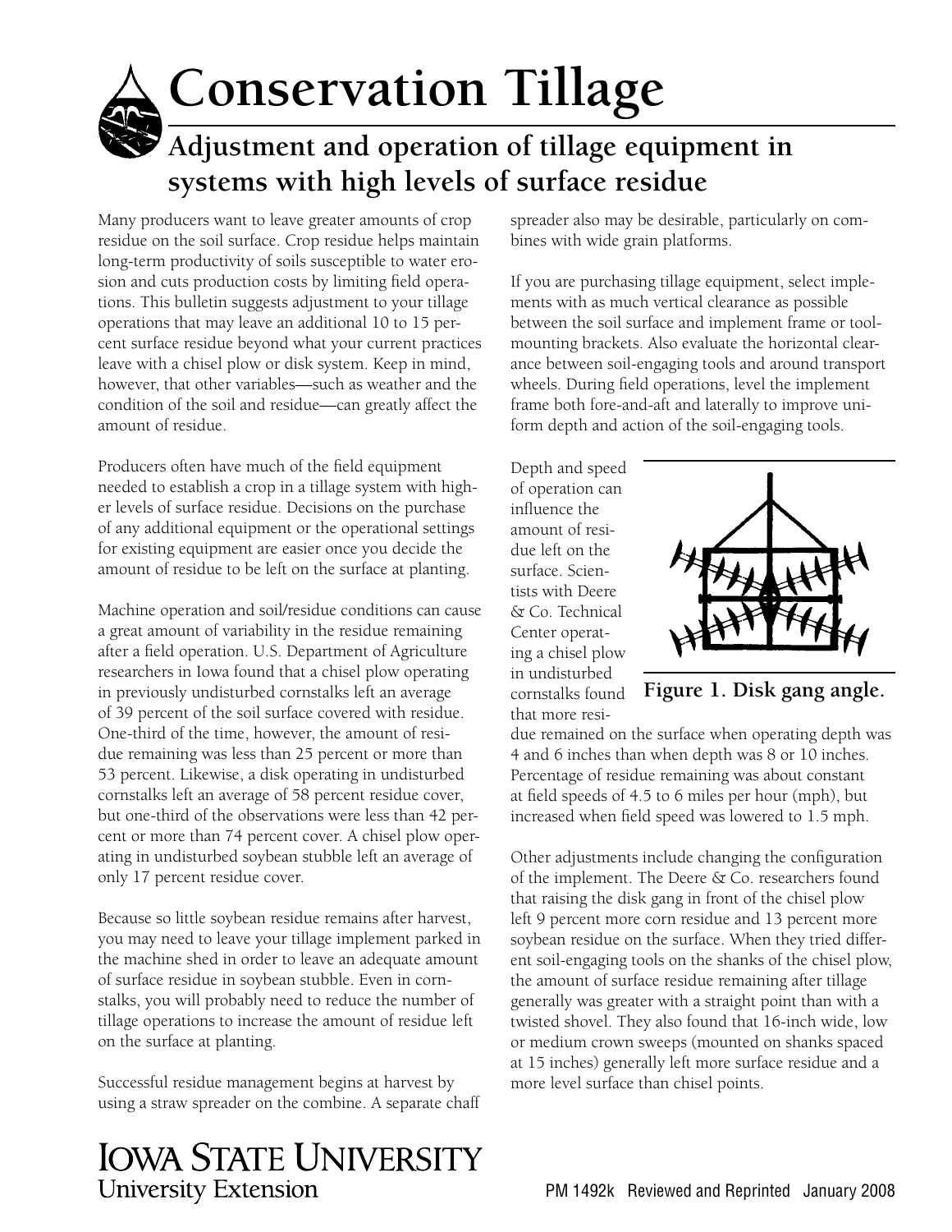# Conservation Tillage

## Adjustment and operation of tillage equipment in systems with high levels of surface residue

Many producers want to leave greater amounts of crop residue on the soil surface. Crop residue helps maintain long-term productivity of soils susceptible to water erosion and cuts production costs by limiting field operations. This bulletin suggests adjustment to your tillage operations that may leave an additional 10 to 15 percent surface residue beyond what your current practices leave with a chisel plow or disk system. Keep in mind, however, that other variables—such as weather and the condition of the soil and residue—can greatly affect the amount of residue.

Producers often have much of the field equipment needed to establish a crop in a tillage system with higher levels of surface residue. Decisions on the purchase of any additional equipment or the operational settings for existing equipment are easier once you decide the amount of residue to be left on the surface at planting.

Machine operation and soil/residue conditions can cause a great amount of variability in the residue remaining after a field operation. U.S. Department of Agriculture researchers in Iowa found that a chisel plow operating in previously undisturbed cornstalks left an average of 39 percent of the soil surface covered with residue. One-third of the time, however, the amount of residue remaining was less than 25 percent or more than 53 percent. Likewise, a disk operating in undisturbed cornstalks left an average of 58 percent residue cover, but one-third of the observations were less than 42 percent or more than 74 percent cover. A chisel plow operating in undisturbed soybean stubble left an average of only 17 percent residue cover.

Because so little soybean residue remains after harvest, you may need to leave your tillage implement parked in the machine shed in order to leave an adequate amount of surface residue in soybean stubble. Even in cornstalks, you will probably need to reduce the number of tillage operations to increase the amount of residue left on the surface at planting.

Successful residue management begins at harvest by using a straw spreader on the combine. A separate chaff spreader also may be desirable, particularly on combines with wide grain platforms.

If you are purchasing tillage equipment, select implements with as much vertical clearance as possible between the soil surface and implement frame or tool-mounting brackets. Also evaluate the horizontal clearance between soil-engaging tools and around transport wheels. During field operations, level the implement frame both fore-and-aft and laterally to improve uniform depth and action of the soil-engaging tools.

**Figure 1. Disk gang angle.**

Depth and speed of operation can influence the amount of residue left on the surface. Scientists with Deere & Co. Technical Center operating a chisel plow in undisturbed cornstalks found that more residue remained on the surface when operating depth was 4 and 6 inches than when depth was 8 or 10 inches. Percentage of residue remaining was about constant at field speeds of 4.5 to 6 miles per hour (mph), but increased when field speed was lowered to 1.5 mph.

Other adjustments include changing the configuration of the implement. The Deere & Co. researchers found that raising the disk gang in front of the chisel plow left 9 percent more corn residue and 13 percent more soybean residue on the surface. When they tried different soil-engaging tools on the shanks of the chisel plow, the amount of surface residue remaining after tillage generally was greater with a straight point than with a twisted shovel. They also found that 16-inch wide, low or medium crown sweeps (mounted on shanks spaced at 15 inches) generally left more surface residue and a more level surface than chisel points.

IOWA STATE UNIVERSITY
University Extension

PM 1492k Reviewed and Reprinted January 2008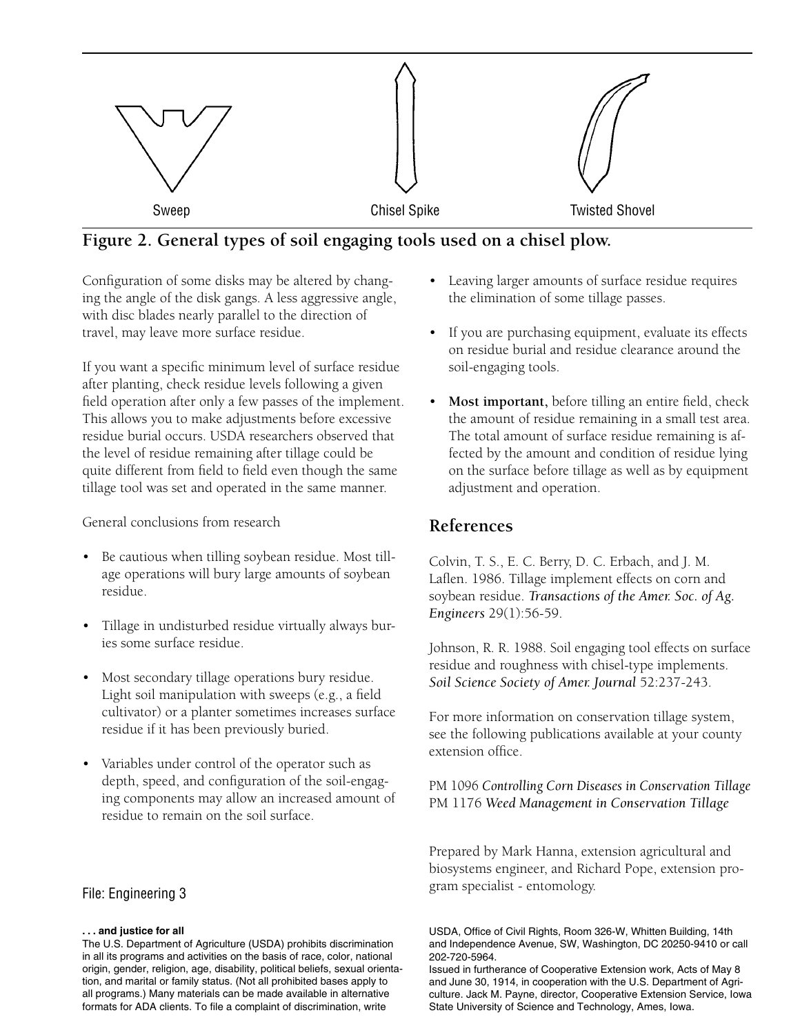Sweep

Chisel Spike

Twisted Shovel

**Figure 2. General types of soil engaging tools used on a chisel plow.**

Configuration of some disks may be altered by changing the angle of the disk gangs. A less aggressive angle, with disc blades nearly parallel to the direction of travel, may leave more surface residue.

If you want a specific minimum level of surface residue after planting, check residue levels following a given field operation after only a few passes of the implement. This allows you to make adjustments before excessive residue burial occurs. USDA researchers observed that the level of residue remaining after tillage could be quite different from field to field even though the same tillage tool was set and operated in the same manner.

General conclusions from research

- Be cautious when tilling soybean residue. Most tillage operations will bury large amounts of soybean residue.
- Tillage in undisturbed residue virtually always buries some surface residue.
- Most secondary tillage operations bury residue. Light soil manipulation with sweeps (e.g., a field cultivator) or a planter sometimes increases surface residue if it has been previously buried.
- Variables under control of the operator such as depth, speed, and configuration of the soil-engaging components may allow an increased amount of residue to remain on the soil surface.
- Leaving larger amounts of surface residue requires the elimination of some tillage passes.
- If you are purchasing equipment, evaluate its effects on residue burial and residue clearance around the soil-engaging tools.
- **Most important,** before tilling an entire field, check the amount of residue remaining in a small test area. The total amount of surface residue remaining is affected by the amount and condition of residue lying on the surface before tillage as well as by equipment adjustment and operation.

## References

Colvin, T. S., E. C. Berry, D. C. Erbach, and J. M. Laflen. 1986. Tillage implement effects on corn and soybean residue. *Transactions of the Amer. Soc. of Ag. Engineers* 29(1):56-59.

Johnson, R. R. 1988. Soil engaging tool effects on surface residue and roughness with chisel-type implements. *Soil Science Society of Amer. Journal* 52:237-243.

For more information on conservation tillage system, see the following publications available at your county extension office.

PM 1096 *Controlling Corn Diseases in Conservation Tillage*
PM 1176 *Weed Management in Conservation Tillage*

Prepared by Mark Hanna, extension agricultural and biosystems engineer, and Richard Pope, extension program specialist - entomology.

File: Engineering 3

**. . . and justice for all**
The U.S. Department of Agriculture (USDA) prohibits discrimination in all its programs and activities on the basis of race, color, national origin, gender, religion, age, disability, political beliefs, sexual orientation, and marital or family status. (Not all prohibited bases apply to all programs.) Many materials can be made available in alternative formats for ADA clients. To file a complaint of discrimination, write USDA, Office of Civil Rights, Room 326-W, Whitten Building, 14th and Independence Avenue, SW, Washington, DC 20250-9410 or call 202-720-5964.

Issued in furtherance of Cooperative Extension work, Acts of May 8 and June 30, 1914, in cooperation with the U.S. Department of Agriculture. Jack M. Payne, director, Cooperative Extension Service, Iowa State University of Science and Technology, Ames, Iowa.